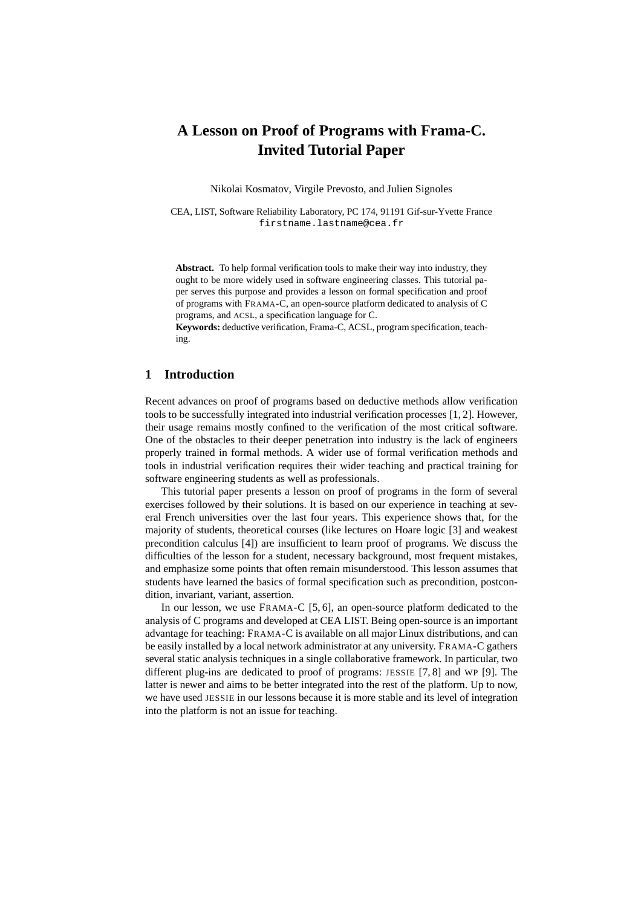# A Lesson on Proof of Programs with Frama-C. Invited Tutorial Paper

Nikolai Kosmatov, Virgile Prevosto, and Julien Signoles

CEA, LIST, Software Reliability Laboratory, PC 174, 91191 Gif-sur-Yvette France
firstname.lastname@cea.fr

**Abstract.** To help formal verification tools to make their way into industry, they ought to be more widely used in software engineering classes. This tutorial paper serves this purpose and provides a lesson on formal specification and proof of programs with FRAMA-C, an open-source platform dedicated to analysis of C programs, and ACSL, a specification language for C.

**Keywords:** deductive verification, Frama-C, ACSL, program specification, teaching.

## 1 Introduction

Recent advances on proof of programs based on deductive methods allow verification tools to be successfully integrated into industrial verification processes [1, 2]. However, their usage remains mostly confined to the verification of the most critical software. One of the obstacles to their deeper penetration into industry is the lack of engineers properly trained in formal methods. A wider use of formal verification methods and tools in industrial verification requires their wider teaching and practical training for software engineering students as well as professionals.

This tutorial paper presents a lesson on proof of programs in the form of several exercises followed by their solutions. It is based on our experience in teaching at several French universities over the last four years. This experience shows that, for the majority of students, theoretical courses (like lectures on Hoare logic [3] and weakest precondition calculus [4]) are insufficient to learn proof of programs. We discuss the difficulties of the lesson for a student, necessary background, most frequent mistakes, and emphasize some points that often remain misunderstood. This lesson assumes that students have learned the basics of formal specification such as precondition, postcondition, invariant, variant, assertion.

In our lesson, we use FRAMA-C [5, 6], an open-source platform dedicated to the analysis of C programs and developed at CEA LIST. Being open-source is an important advantage for teaching: FRAMA-C is available on all major Linux distributions, and can be easily installed by a local network administrator at any university. FRAMA-C gathers several static analysis techniques in a single collaborative framework. In particular, two different plug-ins are dedicated to proof of programs: JESSIE [7, 8] and WP [9]. The latter is newer and aims to be better integrated into the rest of the platform. Up to now, we have used JESSIE in our lessons because it is more stable and its level of integration into the platform is not an issue for teaching.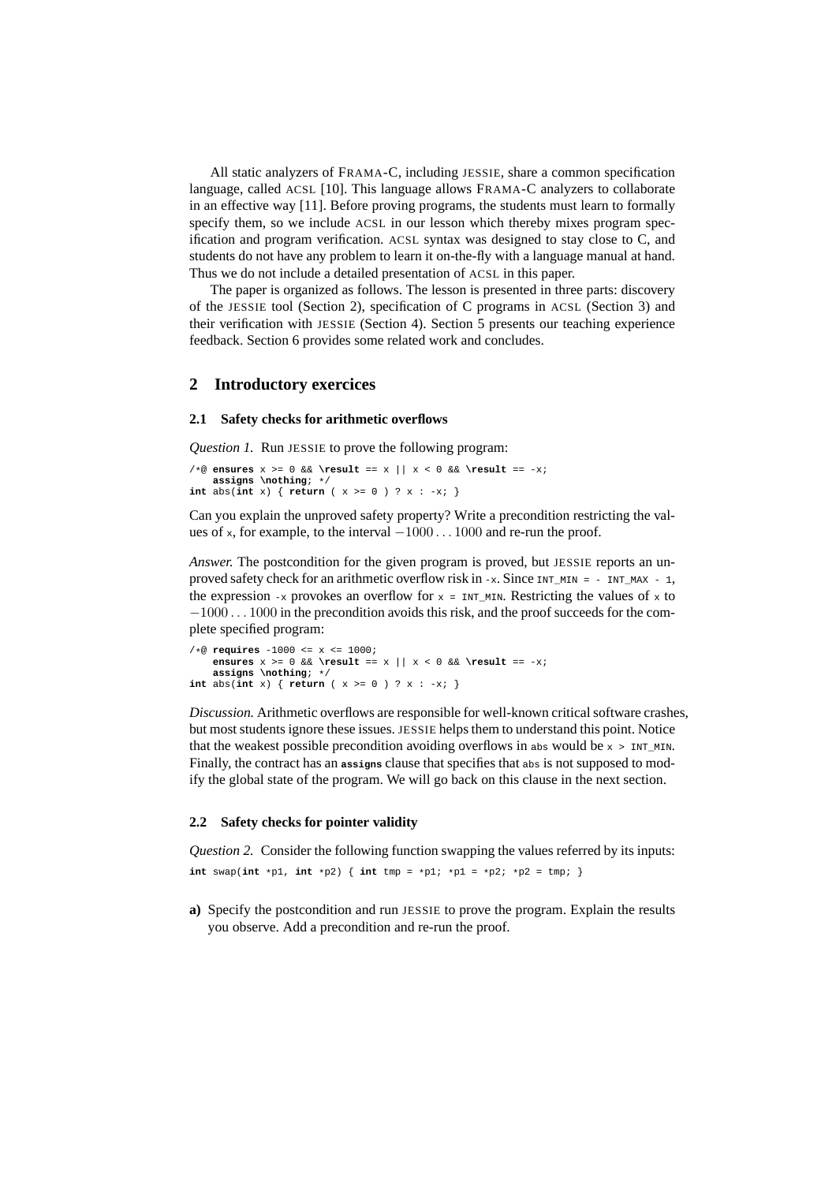All static analyzers of FRAMA-C, including JESSIE, share a common specification language, called ACSL [10]. This language allows FRAMA-C analyzers to collaborate in an effective way [11]. Before proving programs, the students must learn to formally specify them, so we include ACSL in our lesson which thereby mixes program specification and program verification. ACSL syntax was designed to stay close to C, and students do not have any problem to learn it on-the-fly with a language manual at hand. Thus we do not include a detailed presentation of ACSL in this paper.

The paper is organized as follows. The lesson is presented in three parts: discovery of the JESSIE tool (Section 2), specification of C programs in ACSL (Section 3) and their verification with JESSIE (Section 4). Section 5 presents our teaching experience feedback. Section 6 provides some related work and concludes.

## 2 Introductory exercices

### 2.1 Safety checks for arithmetic overflows

*Question 1.* Run JESSIE to prove the following program:

```
/*@ ensures x >= 0 && \result == x || x < 0 && \result == -x;
    assigns \nothing; */
int abs(int x) { return ( x >= 0 ) ? x : -x; }
```

Can you explain the unproved safety property? Write a precondition restricting the values of `x`, for example, to the interval $-1000 \ldots 1000$ and re-run the proof.

*Answer.* The postcondition for the given program is proved, but JESSIE reports an unproved safety check for an arithmetic overflow risk in `-x`. Since `INT_MIN = - INT_MAX - 1`, the expression `-x` provokes an overflow for `x = INT_MIN`. Restricting the values of `x` to $-1000 \ldots 1000$ in the precondition avoids this risk, and the proof succeeds for the complete specified program:

```
/*@ requires -1000 <= x <= 1000;
    ensures x >= 0 && \result == x || x < 0 && \result == -x;
    assigns \nothing; */
int abs(int x) { return ( x >= 0 ) ? x : -x; }
```

*Discussion.* Arithmetic overflows are responsible for well-known critical software crashes, but most students ignore these issues. JESSIE helps them to understand this point. Notice that the weakest possible precondition avoiding overflows in `abs` would be `x > INT_MIN`. Finally, the contract has an **`assigns`** clause that specifies that `abs` is not supposed to modify the global state of the program. We will go back on this clause in the next section.

### 2.2 Safety checks for pointer validity

*Question 2.* Consider the following function swapping the values referred by its inputs:

```
int swap(int *p1, int *p2) { int tmp = *p1; *p1 = *p2; *p2 = tmp; }
```

**a)** Specify the postcondition and run JESSIE to prove the program. Explain the results you observe. Add a precondition and re-run the proof.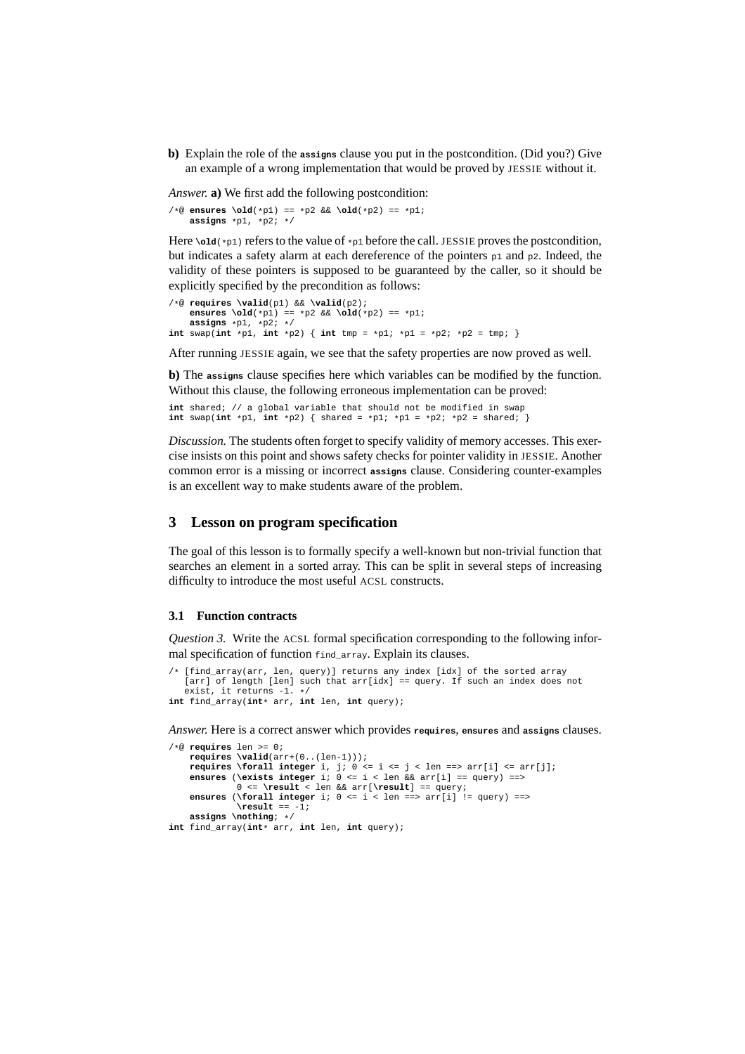**b)** Explain the role of the `assigns` clause you put in the postcondition. (Did you?) Give an example of a wrong implementation that would be proved by JESSIE without it.

*Answer.* **a)** We first add the following postcondition:

```
/*@ ensures \old(*p1) == *p2 && \old(*p2) == *p1;
    assigns *p1, *p2; */
```

Here `\old(*p1)` refers to the value of `*p1` before the call. JESSIE proves the postcondition, but indicates a safety alarm at each dereference of the pointers `p1` and `p2`. Indeed, the validity of these pointers is supposed to be guaranteed by the caller, so it should be explicitly specified by the precondition as follows:

```
/*@ requires \valid(p1) && \valid(p2);
    ensures \old(*p1) == *p2 && \old(*p2) == *p1;
    assigns *p1, *p2; */
int swap(int *p1, int *p2) { int tmp = *p1; *p1 = *p2; *p2 = tmp; }
```

After running JESSIE again, we see that the safety properties are now proved as well.

**b)** The `assigns` clause specifies here which variables can be modified by the function. Without this clause, the following erroneous implementation can be proved:

```
int shared; // a global variable that should not be modified in swap
int swap(int *p1, int *p2) { shared = *p1; *p1 = *p2; *p2 = shared; }
```

*Discussion.* The students often forget to specify validity of memory accesses. This exercise insists on this point and shows safety checks for pointer validity in JESSIE. Another common error is a missing or incorrect `assigns` clause. Considering counter-examples is an excellent way to make students aware of the problem.

## 3 Lesson on program specification

The goal of this lesson is to formally specify a well-known but non-trivial function that searches an element in a sorted array. This can be split in several steps of increasing difficulty to introduce the most useful ACSL constructs.

### 3.1 Function contracts

*Question 3.* Write the ACSL formal specification corresponding to the following informal specification of function `find_array`. Explain its clauses.

```
/* [find_array(arr, len, query)] returns any index [idx] of the sorted array
   [arr] of length [len] such that arr[idx] == query. If such an index does not
   exist, it returns -1. */
int find_array(int* arr, int len, int query);
```

*Answer.* Here is a correct answer which provides `requires`, `ensures` and `assigns` clauses.

```
/*@ requires len >= 0;
    requires \valid(arr+(0..(len-1)));
    requires \forall integer i, j; 0 <= i <= j < len ==> arr[i] <= arr[j];
    ensures (\exists integer i; 0 <= i < len && arr[i] == query) ==>
            0 <= \result < len && arr[\result] == query;
    ensures (\forall integer i; 0 <= i < len ==> arr[i] != query) ==>
            \result == -1;
    assigns \nothing; */
int find_array(int* arr, int len, int query);
```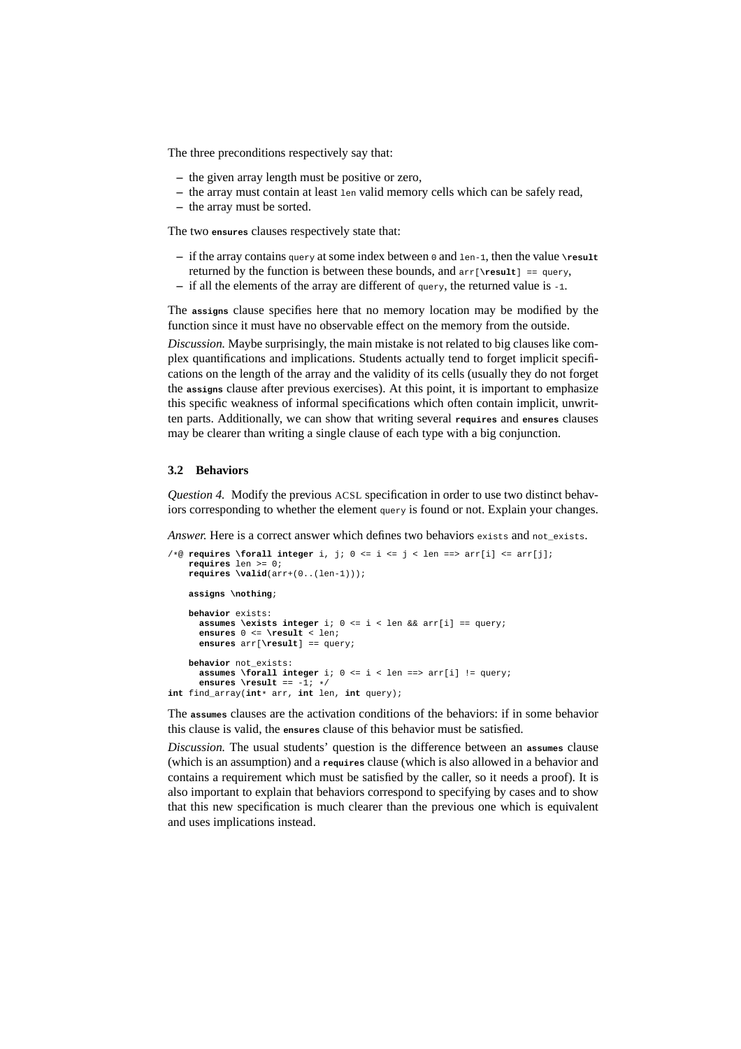The three preconditions respectively say that:

– the given array length must be positive or zero,
– the array must contain at least `len` valid memory cells which can be safely read,
– the array must be sorted.

The two **ensures** clauses respectively state that:

– if the array contains `query` at some index between `0` and `len-1`, then the value `\result` returned by the function is between these bounds, and `arr[\result] == query`,
– if all the elements of the array are different of `query`, the returned value is `-1`.

The **assigns** clause specifies here that no memory location may be modified by the function since it must have no observable effect on the memory from the outside.

*Discussion.* Maybe surprisingly, the main mistake is not related to big clauses like complex quantifications and implications. Students actually tend to forget implicit specifications on the length of the array and the validity of its cells (usually they do not forget the **assigns** clause after previous exercises). At this point, it is important to emphasize this specific weakness of informal specifications which often contain implicit, unwritten parts. Additionally, we can show that writing several **requires** and **ensures** clauses may be clearer than writing a single clause of each type with a big conjunction.

### 3.2 Behaviors

*Question 4.* Modify the previous ACSL specification in order to use two distinct behaviors corresponding to whether the element `query` is found or not. Explain your changes.

*Answer.* Here is a correct answer which defines two behaviors `exists` and `not_exists`.

```
/*@ requires \forall integer i, j; 0 <= i <= j < len ==> arr[i] <= arr[j];
    requires len >= 0;
    requires \valid(arr+(0..(len-1)));

    assigns \nothing;

    behavior exists:
      assumes \exists integer i; 0 <= i < len && arr[i] == query;
      ensures 0 <= \result < len;
      ensures arr[\result] == query;

    behavior not_exists:
      assumes \forall integer i; 0 <= i < len ==> arr[i] != query;
      ensures \result == -1; */
int find_array(int* arr, int len, int query);
```

The **assumes** clauses are the activation conditions of the behaviors: if in some behavior this clause is valid, the **ensures** clause of this behavior must be satisfied.

*Discussion.* The usual students' question is the difference between an **assumes** clause (which is an assumption) and a **requires** clause (which is also allowed in a behavior and contains a requirement which must be satisfied by the caller, so it needs a proof). It is also important to explain that behaviors correspond to specifying by cases and to show that this new specification is much clearer than the previous one which is equivalent and uses implications instead.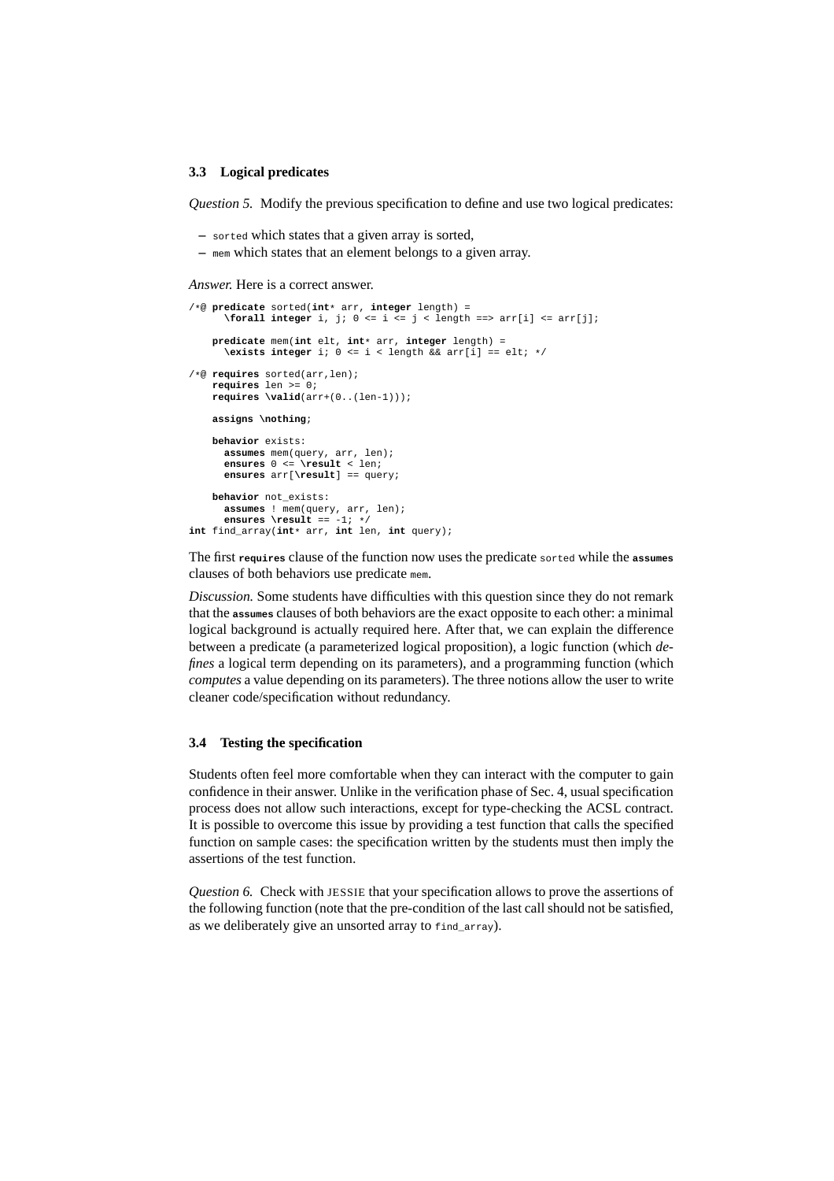### 3.3 Logical predicates

*Question 5.* Modify the previous specification to define and use two logical predicates:

– `sorted` which states that a given array is sorted,
– `mem` which states that an element belongs to a given array.

*Answer.* Here is a correct answer.

```
/*@ predicate sorted(int* arr, integer length) =
      \forall integer i, j; 0 <= i <= j < length ==> arr[i] <= arr[j];

    predicate mem(int elt, int* arr, integer length) =
      \exists integer i; 0 <= i < length && arr[i] == elt; */

/*@ requires sorted(arr,len);
    requires len >= 0;
    requires \valid(arr+(0..(len-1)));

    assigns \nothing;

    behavior exists:
      assumes mem(query, arr, len);
      ensures 0 <= \result < len;
      ensures arr[\result] == query;

    behavior not_exists:
      assumes ! mem(query, arr, len);
      ensures \result == -1; */
int find_array(int* arr, int len, int query);
```

The first **`requires`** clause of the function now uses the predicate `sorted` while the **`assumes`** clauses of both behaviors use predicate `mem`.

*Discussion.* Some students have difficulties with this question since they do not remark that the **`assumes`** clauses of both behaviors are the exact opposite to each other: a minimal logical background is actually required here. After that, we can explain the difference between a predicate (a parameterized logical proposition), a logic function (which *defines* a logical term depending on its parameters), and a programming function (which *computes* a value depending on its parameters). The three notions allow the user to write cleaner code/specification without redundancy.

### 3.4 Testing the specification

Students often feel more comfortable when they can interact with the computer to gain confidence in their answer. Unlike in the verification phase of Sec. 4, usual specification process does not allow such interactions, except for type-checking the ACSL contract. It is possible to overcome this issue by providing a test function that calls the specified function on sample cases: the specification written by the students must then imply the assertions of the test function.

*Question 6.* Check with JESSIE that your specification allows to prove the assertions of the following function (note that the pre-condition of the last call should not be satisfied, as we deliberately give an unsorted array to `find_array`).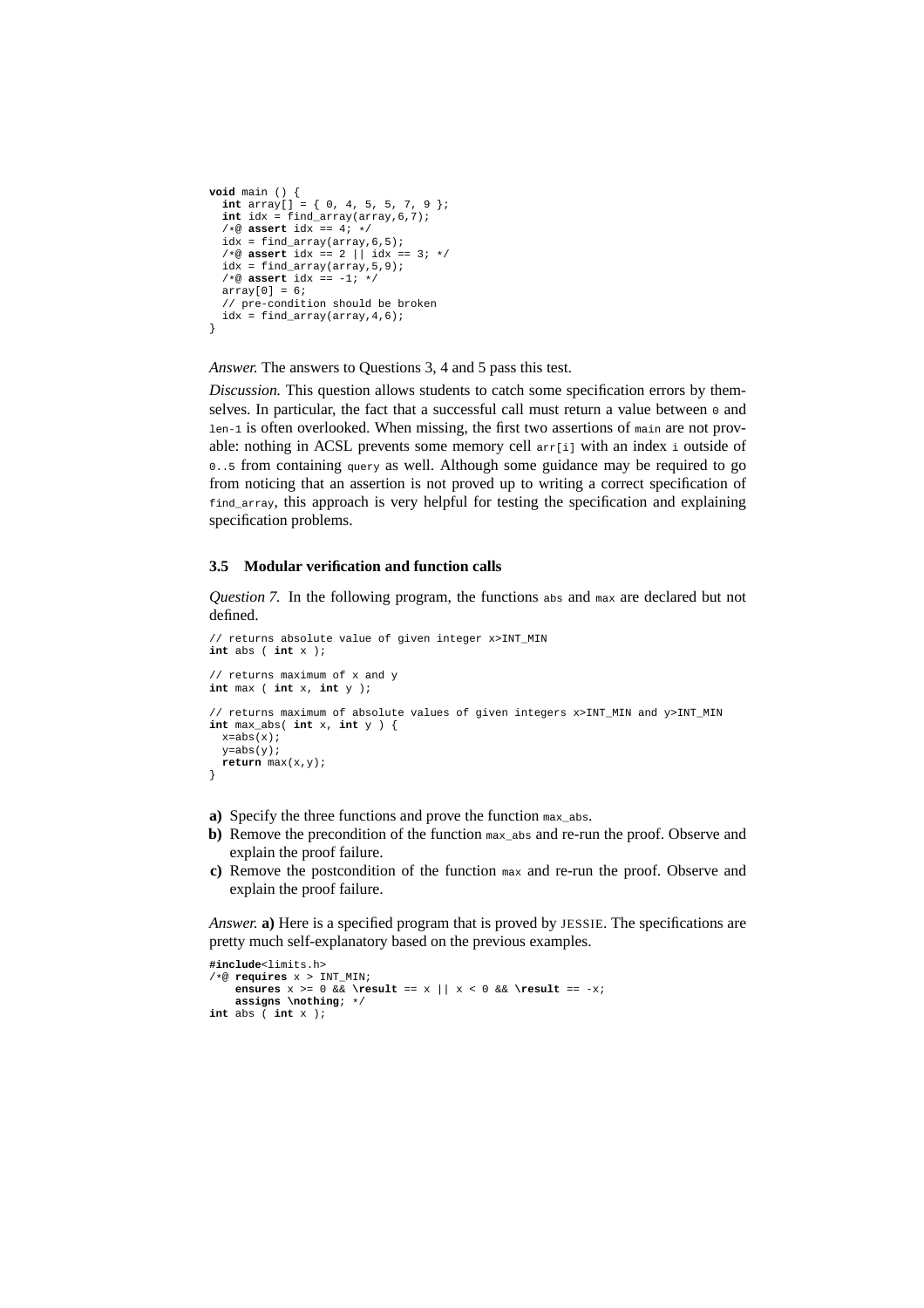```
void main () {
  int array[] = { 0, 4, 5, 5, 7, 9 };
  int idx = find_array(array,6,7);
  /*@ assert idx == 4; */
  idx = find_array(array,6,5);
  /*@ assert idx == 2 || idx == 3; */
  idx = find_array(array,5,9);
  /*@ assert idx == -1; */
  array[0] = 6;
  // pre-condition should be broken
  idx = find_array(array,4,6);
}
```

*Answer.* The answers to Questions 3, 4 and 5 pass this test.

*Discussion.* This question allows students to catch some specification errors by themselves. In particular, the fact that a successful call must return a value between `0` and `len-1` is often overlooked. When missing, the first two assertions of `main` are not provable: nothing in ACSL prevents some memory cell `arr[i]` with an index `i` outside of `0..5` from containing `query` as well. Although some guidance may be required to go from noticing that an assertion is not proved up to writing a correct specification of `find_array`, this approach is very helpful for testing the specification and explaining specification problems.

### 3.5 Modular verification and function calls

*Question 7.* In the following program, the functions `abs` and `max` are declared but not defined.

```
// returns absolute value of given integer x>INT_MIN
int abs ( int x );

// returns maximum of x and y
int max ( int x, int y );

// returns maximum of absolute values of given integers x>INT_MIN and y>INT_MIN
int max_abs( int x, int y ) {
  x=abs(x);
  y=abs(y);
  return max(x,y);
}
```

**a)** Specify the three functions and prove the function `max_abs`.

**b)** Remove the precondition of the function `max_abs` and re-run the proof. Observe and explain the proof failure.

**c)** Remove the postcondition of the function `max` and re-run the proof. Observe and explain the proof failure.

*Answer.* **a)** Here is a specified program that is proved by JESSIE. The specifications are pretty much self-explanatory based on the previous examples.

```
#include<limits.h>
/*@ requires x > INT_MIN;
    ensures x >= 0 && \result == x || x < 0 && \result == -x;
    assigns \nothing; */
int abs ( int x );
```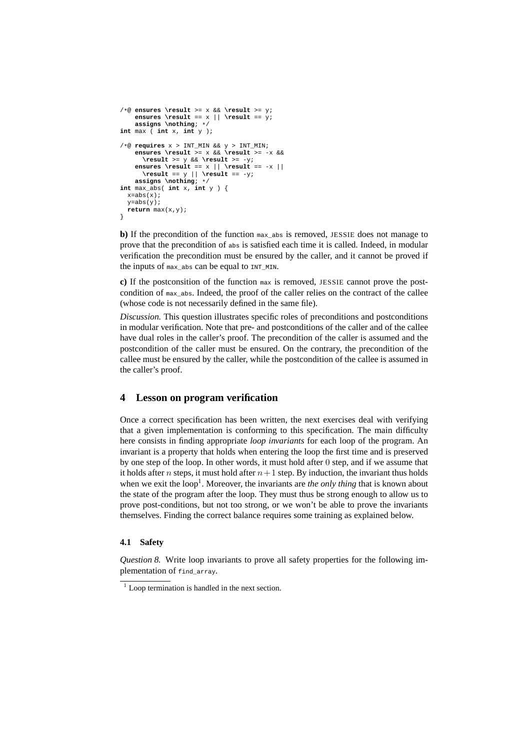```
/*@ ensures \result >= x && \result >= y;
    ensures \result == x || \result == y;
    assigns \nothing; */
int max ( int x, int y );

/*@ requires x > INT_MIN && y > INT_MIN;
    ensures \result >= x && \result >= -x &&
      \result >= y && \result >= -y;
    ensures \result == x || \result == -x ||
      \result == y || \result == -y;
    assigns \nothing; */
int max_abs( int x, int y ) {
  x=abs(x);
  y=abs(y);
  return max(x,y);
}
```

**b)** If the precondition of the function `max_abs` is removed, JESSIE does not manage to prove that the precondition of `abs` is satisfied each time it is called. Indeed, in modular verification the precondition must be ensured by the caller, and it cannot be proved if the inputs of `max_abs` can be equal to `INT_MIN`.

**c)** If the postconsition of the function `max` is removed, JESSIE cannot prove the postcondition of `max_abs`. Indeed, the proof of the caller relies on the contract of the callee (whose code is not necessarily defined in the same file).

*Discussion.* This question illustrates specific roles of preconditions and postconditions in modular verification. Note that pre- and postconditions of the caller and of the callee have dual roles in the caller's proof. The precondition of the caller is assumed and the postcondition of the caller must be ensured. On the contrary, the precondition of the callee must be ensured by the caller, while the postcondition of the callee is assumed in the caller's proof.

## 4 Lesson on program verification

Once a correct specification has been written, the next exercises deal with verifying that a given implementation is conforming to this specification. The main difficulty here consists in finding appropriate *loop invariants* for each loop of the program. An invariant is a property that holds when entering the loop the first time and is preserved by one step of the loop. In other words, it must hold after $0$ step, and if we assume that it holds after $n$ steps, it must hold after $n+1$ step. By induction, the invariant thus holds when we exit the loop[1]. Moreover, the invariants are *the only thing* that is known about the state of the program after the loop. They must thus be strong enough to allow us to prove post-conditions, but not too strong, or we won't be able to prove the invariants themselves. Finding the correct balance requires some training as explained below.

### 4.1 Safety

*Question 8.* Write loop invariants to prove all safety properties for the following implementation of `find_array`.

[1] Loop termination is handled in the next section.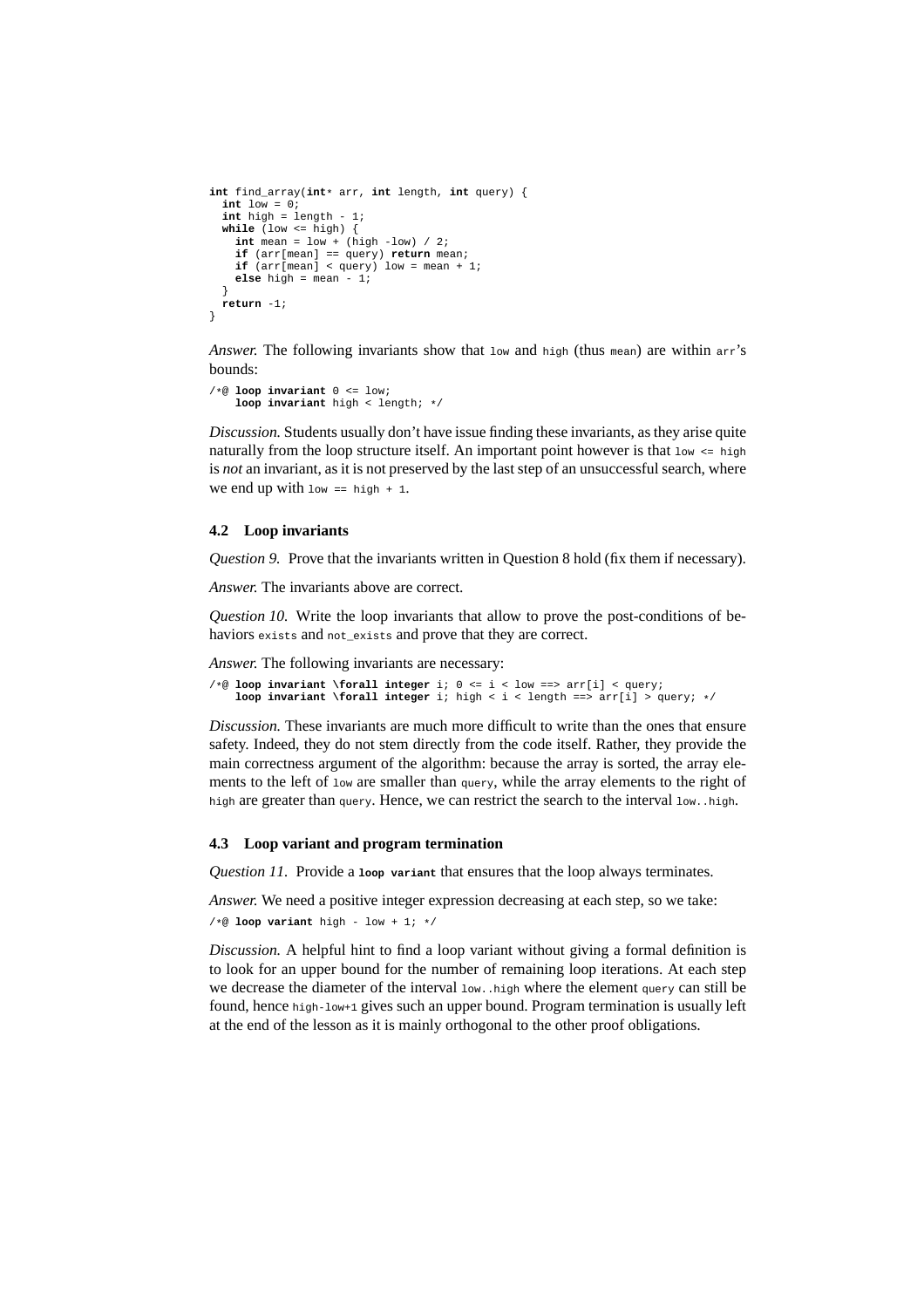```c
int find_array(int* arr, int length, int query) {
  int low = 0;
  int high = length - 1;
  while (low <= high) {
    int mean = low + (high -low) / 2;
    if (arr[mean] == query) return mean;
    if (arr[mean] < query) low = mean + 1;
    else high = mean - 1;
  }
  return -1;
}
```

*Answer.* The following invariants show that `low` and `high` (thus `mean`) are within `arr`'s bounds:

```c
/*@ loop invariant 0 <= low;
    loop invariant high < length; */
```

*Discussion.* Students usually don't have issue finding these invariants, as they arise quite naturally from the loop structure itself. An important point however is that `low <= high` is *not* an invariant, as it is not preserved by the last step of an unsuccessful search, where we end up with `low == high + 1`.

### 4.2 Loop invariants

*Question 9.* Prove that the invariants written in Question 8 hold (fix them if necessary).

*Answer.* The invariants above are correct.

*Question 10.* Write the loop invariants that allow to prove the post-conditions of behaviors `exists` and `not_exists` and prove that they are correct.

*Answer.* The following invariants are necessary:

```c
/*@ loop invariant \forall integer i; 0 <= i < low ==> arr[i] < query;
    loop invariant \forall integer i; high < i < length ==> arr[i] > query; */
```

*Discussion.* These invariants are much more difficult to write than the ones that ensure safety. Indeed, they do not stem directly from the code itself. Rather, they provide the main correctness argument of the algorithm: because the array is sorted, the array elements to the left of `low` are smaller than `query`, while the array elements to the right of `high` are greater than `query`. Hence, we can restrict the search to the interval `low..high`.

### 4.3 Loop variant and program termination

*Question 11.* Provide a **`loop variant`** that ensures that the loop always terminates.

*Answer.* We need a positive integer expression decreasing at each step, so we take:

```c
/*@ loop variant high - low + 1; */
```

*Discussion.* A helpful hint to find a loop variant without giving a formal definition is to look for an upper bound for the number of remaining loop iterations. At each step we decrease the diameter of the interval `low..high` where the element `query` can still be found, hence `high-low+1` gives such an upper bound. Program termination is usually left at the end of the lesson as it is mainly orthogonal to the other proof obligations.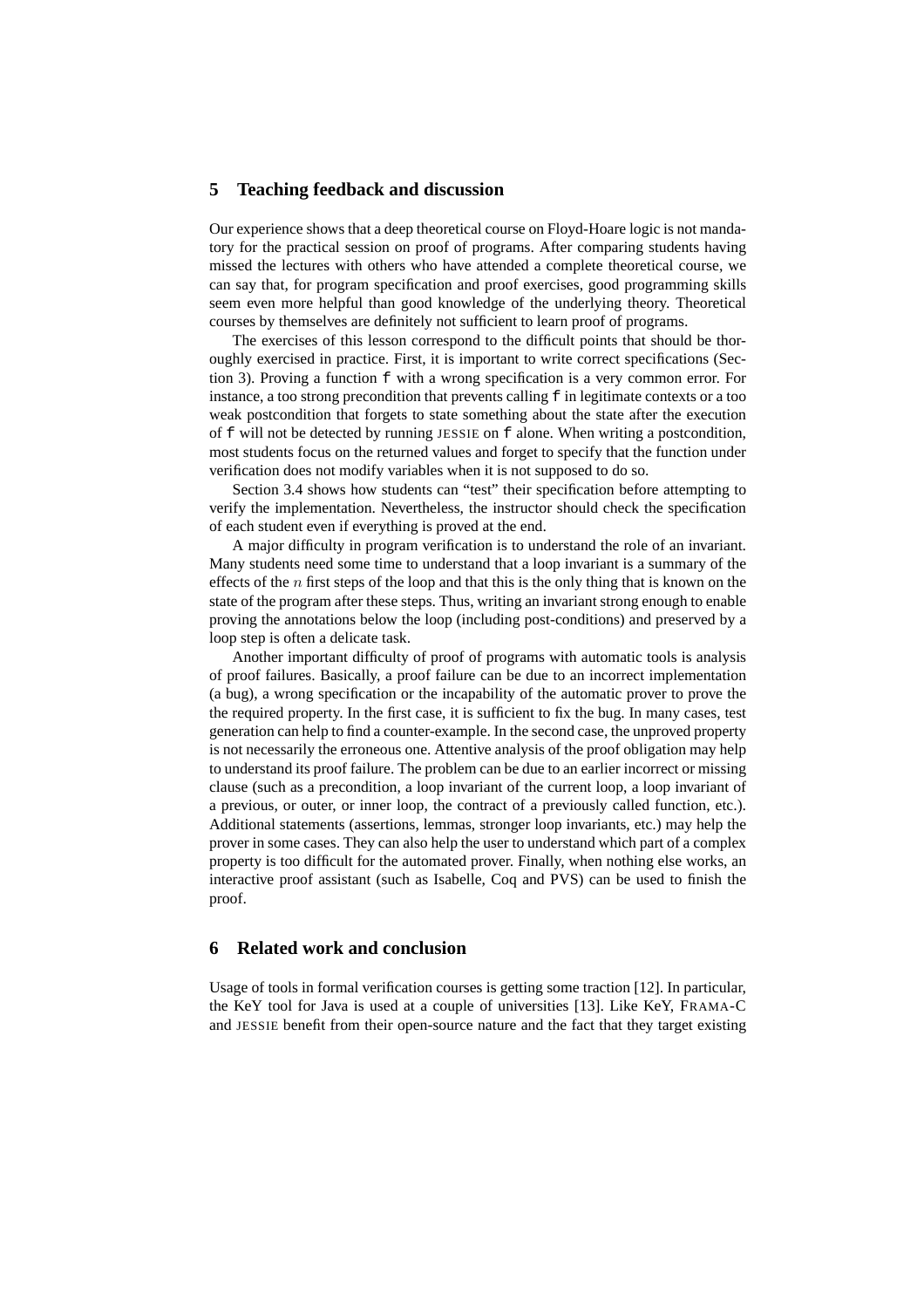## 5 Teaching feedback and discussion

Our experience shows that a deep theoretical course on Floyd-Hoare logic is not mandatory for the practical session on proof of programs. After comparing students having missed the lectures with others who have attended a complete theoretical course, we can say that, for program specification and proof exercises, good programming skills seem even more helpful than good knowledge of the underlying theory. Theoretical courses by themselves are definitely not sufficient to learn proof of programs.

The exercises of this lesson correspond to the difficult points that should be thoroughly exercised in practice. First, it is important to write correct specifications (Section 3). Proving a function `f` with a wrong specification is a very common error. For instance, a too strong precondition that prevents calling `f` in legitimate contexts or a too weak postcondition that forgets to state something about the state after the execution of `f` will not be detected by running JESSIE on `f` alone. When writing a postcondition, most students focus on the returned values and forget to specify that the function under verification does not modify variables when it is not supposed to do so.

Section 3.4 shows how students can "test" their specification before attempting to verify the implementation. Nevertheless, the instructor should check the specification of each student even if everything is proved at the end.

A major difficulty in program verification is to understand the role of an invariant. Many students need some time to understand that a loop invariant is a summary of the effects of the $n$ first steps of the loop and that this is the only thing that is known on the state of the program after these steps. Thus, writing an invariant strong enough to enable proving the annotations below the loop (including post-conditions) and preserved by a loop step is often a delicate task.

Another important difficulty of proof of programs with automatic tools is analysis of proof failures. Basically, a proof failure can be due to an incorrect implementation (a bug), a wrong specification or the incapability of the automatic prover to prove the the required property. In the first case, it is sufficient to fix the bug. In many cases, test generation can help to find a counter-example. In the second case, the unproved property is not necessarily the erroneous one. Attentive analysis of the proof obligation may help to understand its proof failure. The problem can be due to an earlier incorrect or missing clause (such as a precondition, a loop invariant of the current loop, a loop invariant of a previous, or outer, or inner loop, the contract of a previously called function, etc.). Additional statements (assertions, lemmas, stronger loop invariants, etc.) may help the prover in some cases. They can also help the user to understand which part of a complex property is too difficult for the automated prover. Finally, when nothing else works, an interactive proof assistant (such as Isabelle, Coq and PVS) can be used to finish the proof.

## 6 Related work and conclusion

Usage of tools in formal verification courses is getting some traction [12]. In particular, the KeY tool for Java is used at a couple of universities [13]. Like KeY, FRAMA-C and JESSIE benefit from their open-source nature and the fact that they target existing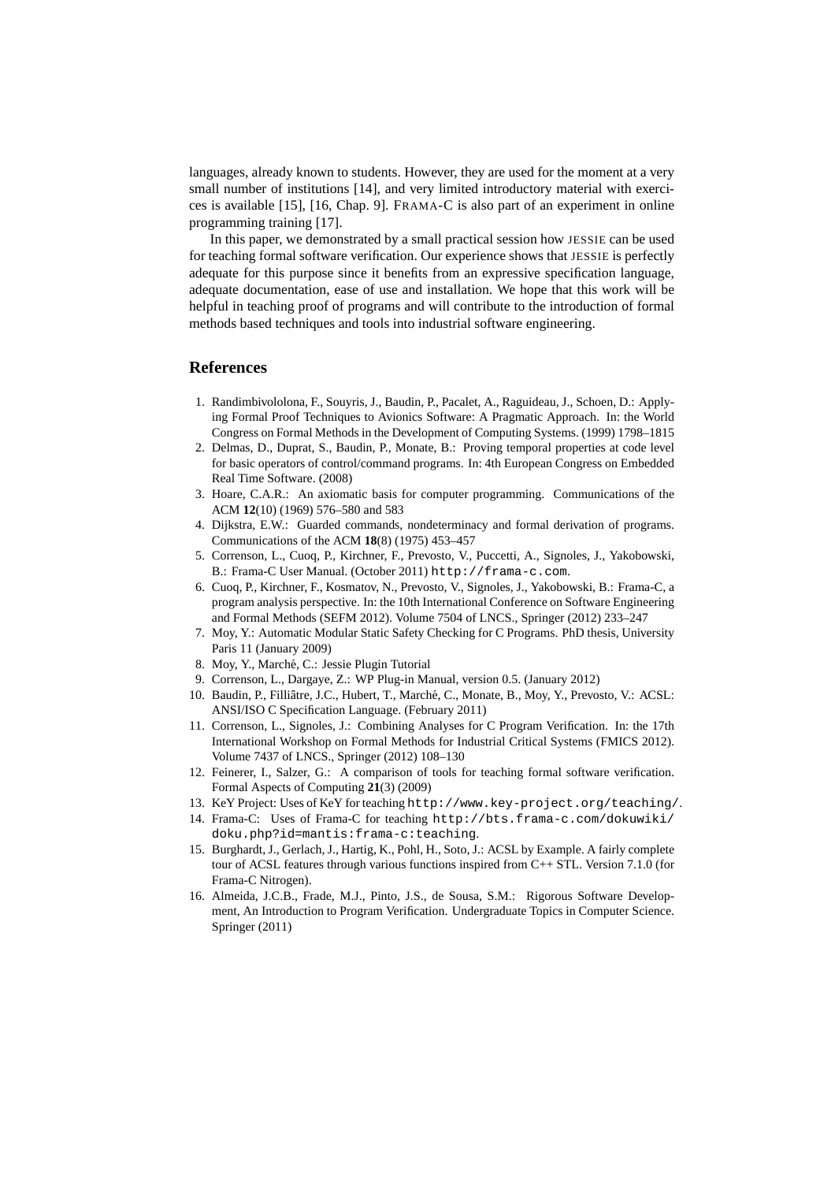languages, already known to students. However, they are used for the moment at a very small number of institutions [14], and very limited introductory material with exercices is available [15], [16, Chap. 9]. FRAMA-C is also part of an experiment in online programming training [17].

In this paper, we demonstrated by a small practical session how JESSIE can be used for teaching formal software verification. Our experience shows that JESSIE is perfectly adequate for this purpose since it benefits from an expressive specification language, adequate documentation, ease of use and installation. We hope that this work will be helpful in teaching proof of programs and will contribute to the introduction of formal methods based techniques and tools into industrial software engineering.

## References

1. Randimbivololona, F., Souyris, J., Baudin, P., Pacalet, A., Raguideau, J., Schoen, D.: Applying Formal Proof Techniques to Avionics Software: A Pragmatic Approach. In: the World Congress on Formal Methods in the Development of Computing Systems. (1999) 1798–1815
2. Delmas, D., Duprat, S., Baudin, P., Monate, B.: Proving temporal properties at code level for basic operators of control/command programs. In: 4th European Congress on Embedded Real Time Software. (2008)
3. Hoare, C.A.R.: An axiomatic basis for computer programming. Communications of the ACM **12**(10) (1969) 576–580 and 583
4. Dijkstra, E.W.: Guarded commands, nondeterminacy and formal derivation of programs. Communications of the ACM **18**(8) (1975) 453–457
5. Correnson, L., Cuoq, P., Kirchner, F., Prevosto, V., Puccetti, A., Signoles, J., Yakobowski, B.: Frama-C User Manual. (October 2011) `http://frama-c.com`.
6. Cuoq, P., Kirchner, F., Kosmatov, N., Prevosto, V., Signoles, J., Yakobowski, B.: Frama-C, a program analysis perspective. In: the 10th International Conference on Software Engineering and Formal Methods (SEFM 2012). Volume 7504 of LNCS., Springer (2012) 233–247
7. Moy, Y.: Automatic Modular Static Safety Checking for C Programs. PhD thesis, University Paris 11 (January 2009)
8. Moy, Y., Marché, C.: Jessie Plugin Tutorial
9. Correnson, L., Dargaye, Z.: WP Plug-in Manual, version 0.5. (January 2012)
10. Baudin, P., Filliâtre, J.C., Hubert, T., Marché, C., Monate, B., Moy, Y., Prevosto, V.: ACSL: ANSI/ISO C Specification Language. (February 2011)
11. Correnson, L., Signoles, J.: Combining Analyses for C Program Verification. In: the 17th International Workshop on Formal Methods for Industrial Critical Systems (FMICS 2012). Volume 7437 of LNCS., Springer (2012) 108–130
12. Feinerer, I., Salzer, G.: A comparison of tools for teaching formal software verification. Formal Aspects of Computing **21**(3) (2009)
13. KeY Project: Uses of KeY for teaching `http://www.key-project.org/teaching/`.
14. Frama-C: Uses of Frama-C for teaching `http://bts.frama-c.com/dokuwiki/doku.php?id=mantis:frama-c:teaching`.
15. Burghardt, J., Gerlach, J., Hartig, K., Pohl, H., Soto, J.: ACSL by Example. A fairly complete tour of ACSL features through various functions inspired from C++ STL. Version 7.1.0 (for Frama-C Nitrogen).
16. Almeida, J.C.B., Frade, M.J., Pinto, J.S., de Sousa, S.M.: Rigorous Software Development, An Introduction to Program Verification. Undergraduate Topics in Computer Science. Springer (2011)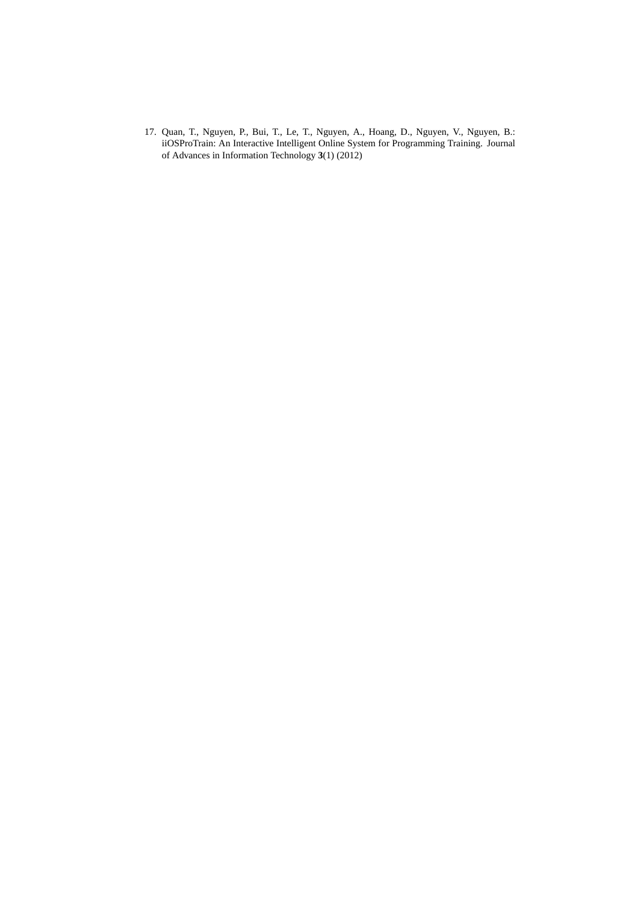17. Quan, T., Nguyen, P., Bui, T., Le, T., Nguyen, A., Hoang, D., Nguyen, V., Nguyen, B.: iiOSProTrain: An Interactive Intelligent Online System for Programming Training. Journal of Advances in Information Technology **3**(1) (2012)